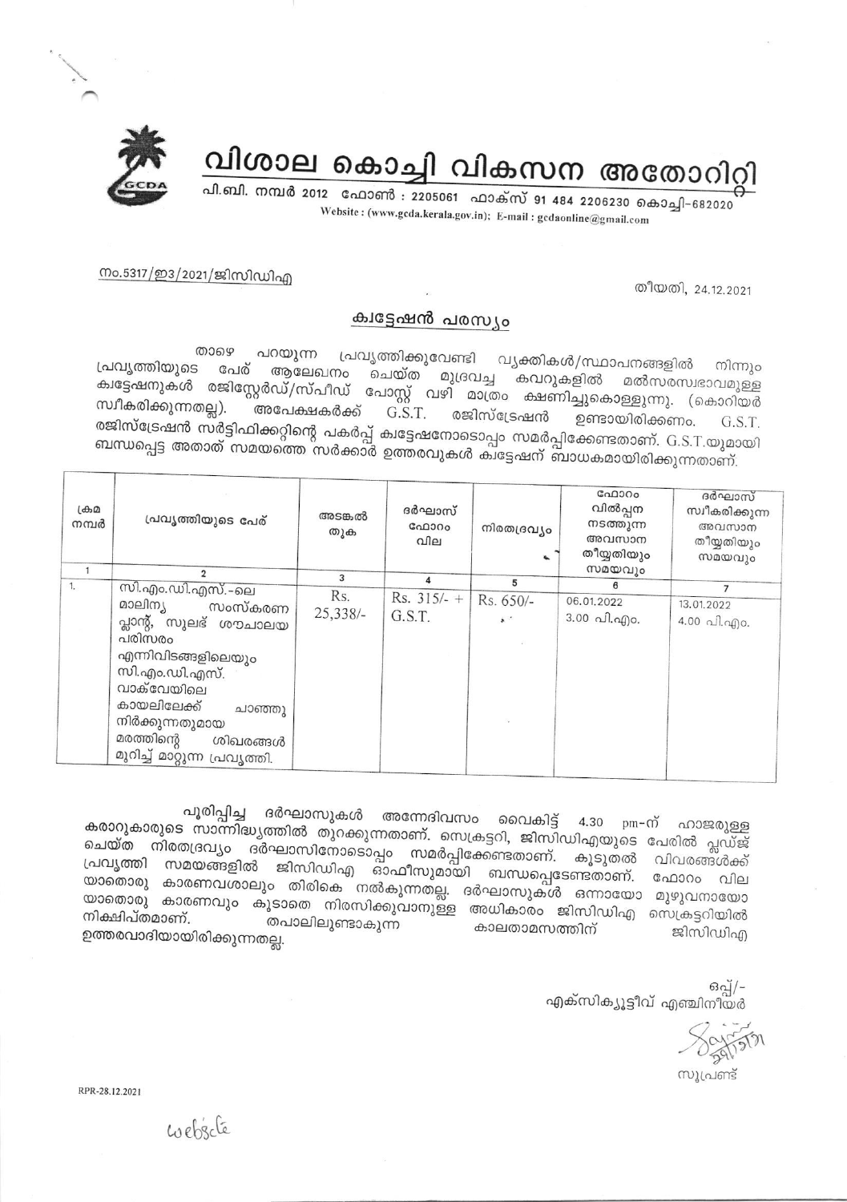# വിശാല കൊച്ചി വികസന അതോറിറ്റി

പി.ബി. നമ്പർ 2012 ഫോൺ : 2205061 ഫാക്സ് 91 484 2206230 കൊച്ചി-682020

Website : (www.gcda.kerala.gov.in); E-mail : gcdaonline@gmail.com

നം.5317/ഇ3/2021/ജിസിഡിഎ

തീയതി, 24.12.2021

## ക്വട്ടേഷൻ പരസ്യം

താഴെ പറയുന്ന പ്രവൃത്തിക്കുവേണ്ടി വ്യക്തികൾ/സ്ഥാപനങ്ങളിൽ നിന്നും പ്രവൃത്തിയുടെ പേര് ആലേഖനം ചെയ്ത മുദ്രവച്ച കവറുകളിൽ മൽസരസ്വഭാവമുള്ള ക്വട്ടേഷനുകൾ രജിസ്റ്റേർഡ്/സ്പീഡ് പോസ്റ്റ് വഴി മാത്രം ക്ഷണിച്ചുകൊള്ളുന്നു. (കൊറിയർ സ്വീകരിക്കുന്നതല്ല). അപേക്ഷകർക്ക് G.S.T. രജിസ്ട്രേഷൻ ഉണ്ടായിരിക്കണം. G.S.T. രജിസ്ട്രേഷൻ സർട്ടിഫിക്കറ്റിന്റെ പകർപ്പ് ക്വട്ടേഷനോടൊപ്പം സമർപ്പിക്കേണ്ടതാണ്. G.S.T.യുമായി ബന്ധപ്പെട്ട അതാത് സമയത്തെ സർക്കാർ ഉത്തരവുകൾ ക്വട്ടേഷന് ബാധകമായിരിക്കുന്നതാണ്.

| ക്രമ നമ്പർ | പ്രവൃത്തിയുടെ പേര് | അടങ്കൽ തുക | ദർഘാസ് ഫോറം വില | നിരതദ്രവ്യം | ഫോറം വിൽപ്പന നടത്തുന്ന അവസാന തീയ്യതിയും സമയവും | ദർഘാസ് സ്വീകരിക്കുന്ന അവസാന തീയ്യതിയും സമയവും |
|---|---|---|---|---|---|---|
| 1 | 2 | 3 | 4 | 5 | 6 | 7 |
| 1. | സി.എം.ഡി.എസ്.-ലെ മാലിന്യ സംസ്കരണ പ്ലാന്റ്, സുലഭ് ശൗചാലയ പരിസരം എന്നിവിടങ്ങളിലെയും സി.എം.ഡി.എസ്. വാക്വേയിലെ കായലിലേക്ക് ചാഞ്ഞു നിർക്കുന്നതുമായ മരത്തിന്റെ ശിഖരങ്ങൾ മുറിച്ച് മാറ്റുന്ന പ്രവൃത്തി. | Rs. 25,338/- | Rs. 315/- + G.S.T. | Rs. 650/- | 06.01.2022 3.00 പി.എം. | 13.01.2022 4.00 പി.എം. |

പൂരിപ്പിച്ച ദർഘാസുകൾ അന്നേദിവസം വൈകിട്ട് 4.30 pm-ന് ഹാജരുള്ള കരാറുകാരുടെ സാന്നിദ്ധ്യത്തിൽ തുറക്കുന്നതാണ്. സെക്രട്ടറി, ജിസിഡിഎയുടെ പേരിൽ പ്ലഡ്ജ് ചെയ്ത നിരതദ്രവ്യം ദർഘാസിനോടൊപ്പം സമർപ്പിക്കേണ്ടതാണ്. കൂടുതൽ വിവരങ്ങൾക്ക് പ്രവൃത്തി സമയങ്ങളിൽ ജിസിഡിഎ ഓഫീസുമായി ബന്ധപ്പെടേണ്ടതാണ്. ഫോറം വില യാതൊരു കാരണവശാലും തിരികെ നൽകുന്നതല്ല. ദർഘാസുകൾ ഒന്നായോ മുഴുവനായോ യാതൊരു കാരണവും കൂടാതെ നിരസിക്കുവാനുള്ള അധികാരം ജിസിഡിഎ സെക്രട്ടറിയിൽ നിക്ഷിപ്തമാണ്. തപാലിലുണ്ടാകുന്ന കാലതാമസത്തിന് ജിസിഡിഎ ഉത്തരവാദിയായിരിക്കുന്നതല്ല.

ഒപ്പ്/-
എക്സിക്യൂട്ടീവ് എഞ്ചിനീയർ

സൂപ്രണ്ട്

RPR-28.12.2021

website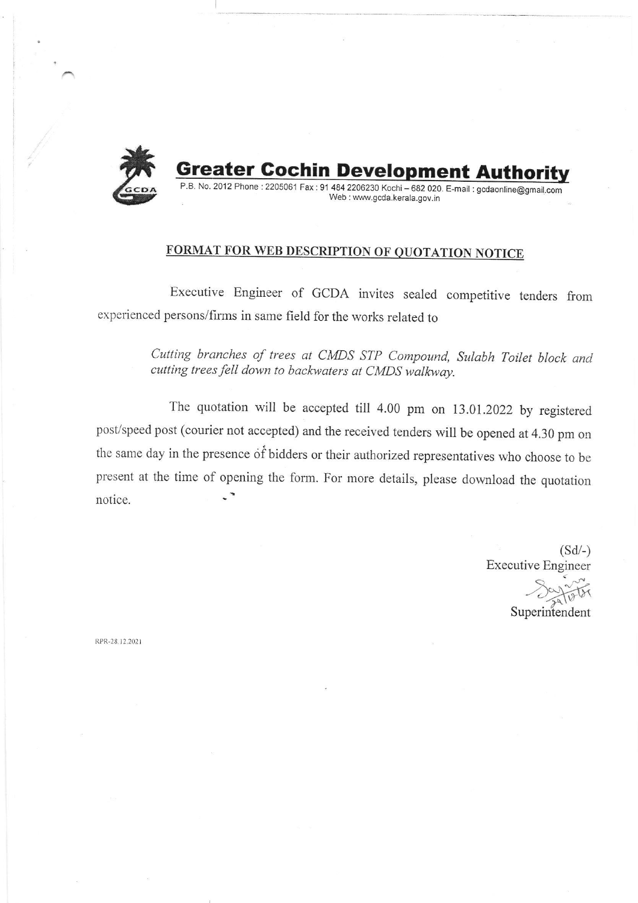# Greater Cochin Development Authority

P.B. No. 2012 Phone : 2205061 Fax : 91 484 2206230 Kochi – 682 020. E-mail : gcdaonline@gmail.com
Web : www.gcda.kerala.gov.in

## FORMAT FOR WEB DESCRIPTION OF QUOTATION NOTICE

Executive Engineer of GCDA invites sealed competitive tenders from experienced persons/firms in same field for the works related to

*Cutting branches of trees at CMDS STP Compound, Sulabh Toilet block and cutting trees fell down to backwaters at CMDS walkway.*

The quotation will be accepted till 4.00 pm on 13.01.2022 by registered post/speed post (courier not accepted) and the received tenders will be opened at 4.30 pm on the same day in the presence of bidders or their authorized representatives who choose to be present at the time of opening the form. For more details, please download the quotation notice.

(Sd/-)
Executive Engineer

Superintendent

RPR-28.12.2021